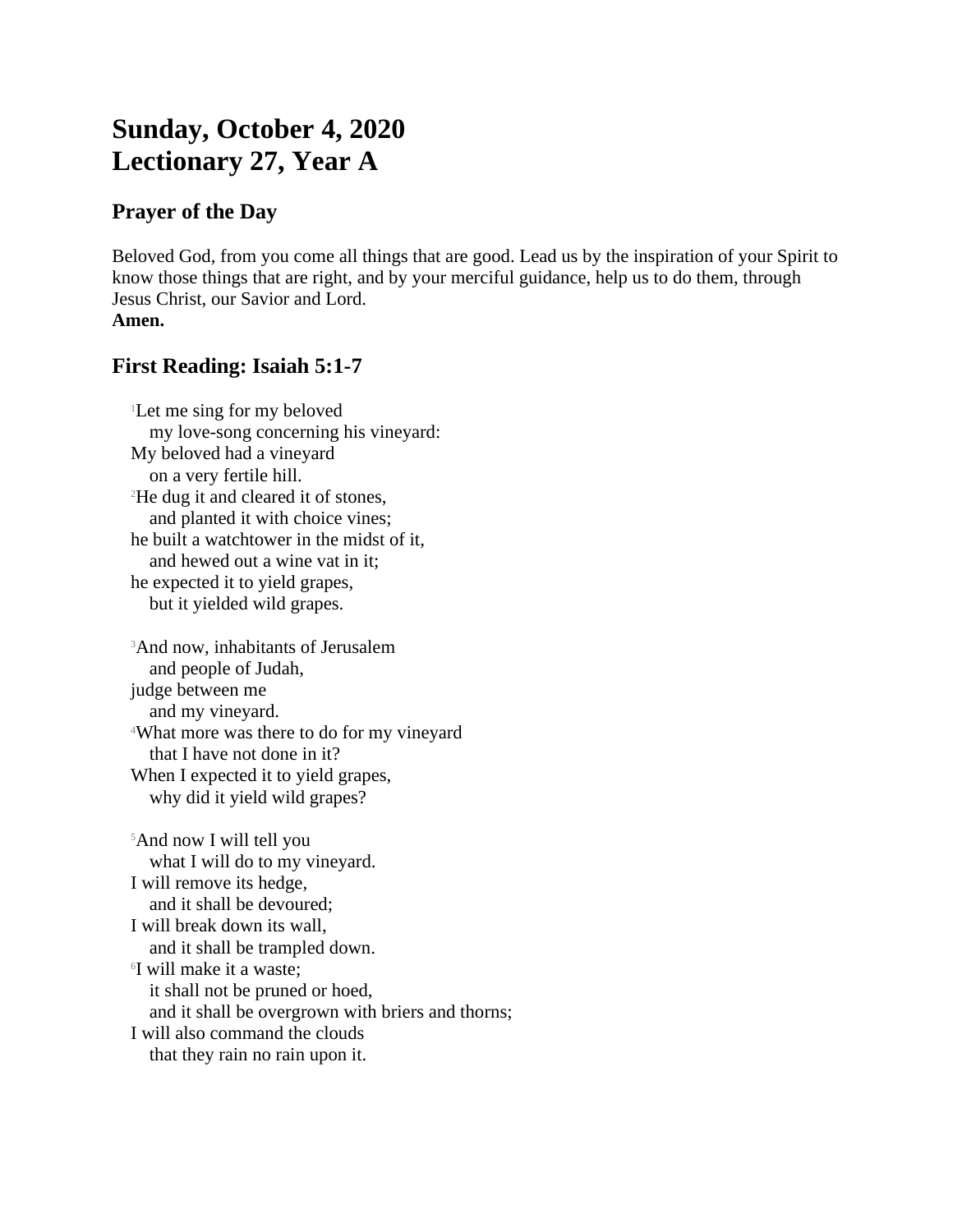# Sunday, October 4, 2020
# Lectionary 27, Year A

## Prayer of the Day

Beloved God, from you come all things that are good. Lead us by the inspiration of your Spirit to know those things that are right, and by your merciful guidance, help us to do them, through Jesus Christ, our Savior and Lord.
**Amen.**

## First Reading: Isaiah 5:1-7

[1]Let me sing for my beloved
  my love-song concerning his vineyard:
My beloved had a vineyard
  on a very fertile hill.
[2]He dug it and cleared it of stones,
  and planted it with choice vines;
he built a watchtower in the midst of it,
  and hewed out a wine vat in it;
he expected it to yield grapes,
  but it yielded wild grapes.

[3]And now, inhabitants of Jerusalem
  and people of Judah,
judge between me
  and my vineyard.
[4]What more was there to do for my vineyard
  that I have not done in it?
When I expected it to yield grapes,
  why did it yield wild grapes?

[5]And now I will tell you
  what I will do to my vineyard.
I will remove its hedge,
  and it shall be devoured;
I will break down its wall,
  and it shall be trampled down.
[6]I will make it a waste;
  it shall not be pruned or hoed,
  and it shall be overgrown with briers and thorns;
I will also command the clouds
  that they rain no rain upon it.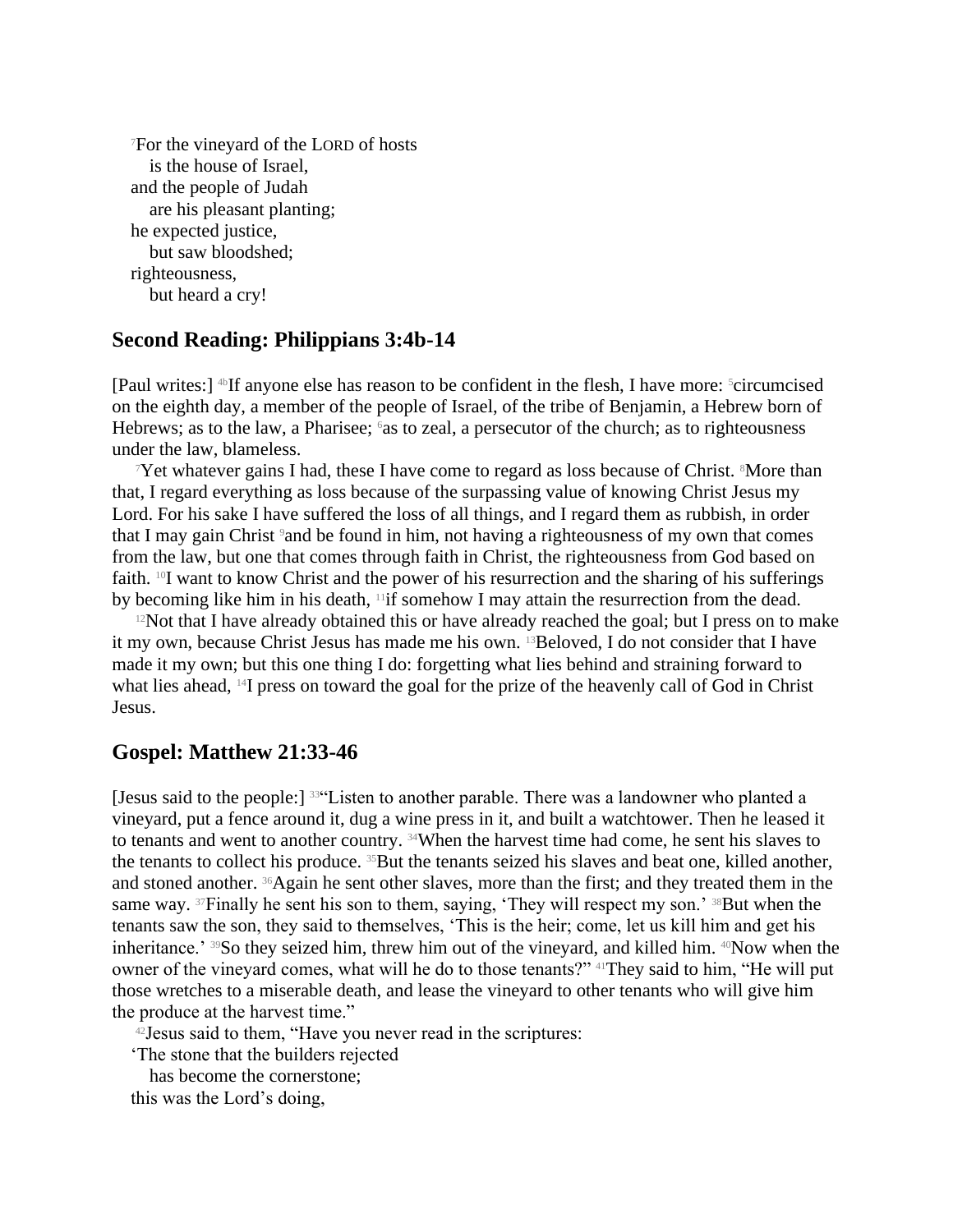[7]For the vineyard of the LORD of hosts
  is the house of Israel,
and the people of Judah
  are his pleasant planting;
he expected justice,
  but saw bloodshed;
righteousness,
  but heard a cry!

## Second Reading: Philippians 3:4b-14

[Paul writes:] [4b]If anyone else has reason to be confident in the flesh, I have more: [5]circumcised on the eighth day, a member of the people of Israel, of the tribe of Benjamin, a Hebrew born of Hebrews; as to the law, a Pharisee; [6]as to zeal, a persecutor of the church; as to righteousness under the law, blameless.

[7]Yet whatever gains I had, these I have come to regard as loss because of Christ. [8]More than that, I regard everything as loss because of the surpassing value of knowing Christ Jesus my Lord. For his sake I have suffered the loss of all things, and I regard them as rubbish, in order that I may gain Christ [9]and be found in him, not having a righteousness of my own that comes from the law, but one that comes through faith in Christ, the righteousness from God based on faith. [10]I want to know Christ and the power of his resurrection and the sharing of his sufferings by becoming like him in his death, [11]if somehow I may attain the resurrection from the dead.

[12]Not that I have already obtained this or have already reached the goal; but I press on to make it my own, because Christ Jesus has made me his own. [13]Beloved, I do not consider that I have made it my own; but this one thing I do: forgetting what lies behind and straining forward to what lies ahead, [14]I press on toward the goal for the prize of the heavenly call of God in Christ Jesus.

## Gospel: Matthew 21:33-46

[Jesus said to the people:] [33]"Listen to another parable. There was a landowner who planted a vineyard, put a fence around it, dug a wine press in it, and built a watchtower. Then he leased it to tenants and went to another country. [34]When the harvest time had come, he sent his slaves to the tenants to collect his produce. [35]But the tenants seized his slaves and beat one, killed another, and stoned another. [36]Again he sent other slaves, more than the first; and they treated them in the same way. [37]Finally he sent his son to them, saying, 'They will respect my son.' [38]But when the tenants saw the son, they said to themselves, 'This is the heir; come, let us kill him and get his inheritance.' [39]So they seized him, threw him out of the vineyard, and killed him. [40]Now when the owner of the vineyard comes, what will he do to those tenants?" [41]They said to him, "He will put those wretches to a miserable death, and lease the vineyard to other tenants who will give him the produce at the harvest time."

[42]Jesus said to them, "Have you never read in the scriptures:
'The stone that the builders rejected
  has become the cornerstone;
this was the Lord's doing,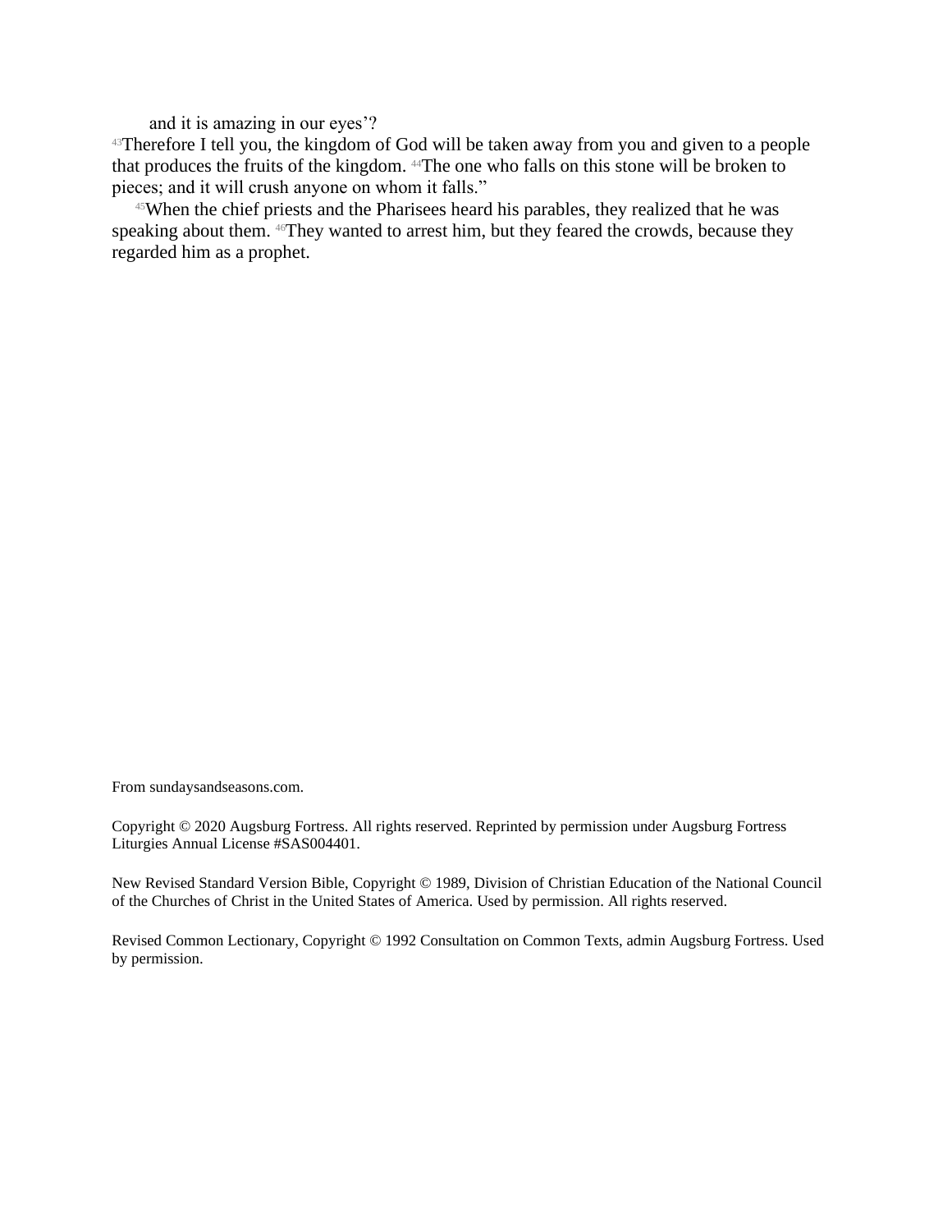and it is amazing in our eyes'?

[43]Therefore I tell you, the kingdom of God will be taken away from you and given to a people that produces the fruits of the kingdom. [44]The one who falls on this stone will be broken to pieces; and it will crush anyone on whom it falls."

[45]When the chief priests and the Pharisees heard his parables, they realized that he was speaking about them. [46]They wanted to arrest him, but they feared the crowds, because they regarded him as a prophet.

From sundaysandseasons.com.

Copyright © 2020 Augsburg Fortress. All rights reserved. Reprinted by permission under Augsburg Fortress Liturgies Annual License #SAS004401.

New Revised Standard Version Bible, Copyright © 1989, Division of Christian Education of the National Council of the Churches of Christ in the United States of America. Used by permission. All rights reserved.

Revised Common Lectionary, Copyright © 1992 Consultation on Common Texts, admin Augsburg Fortress. Used by permission.